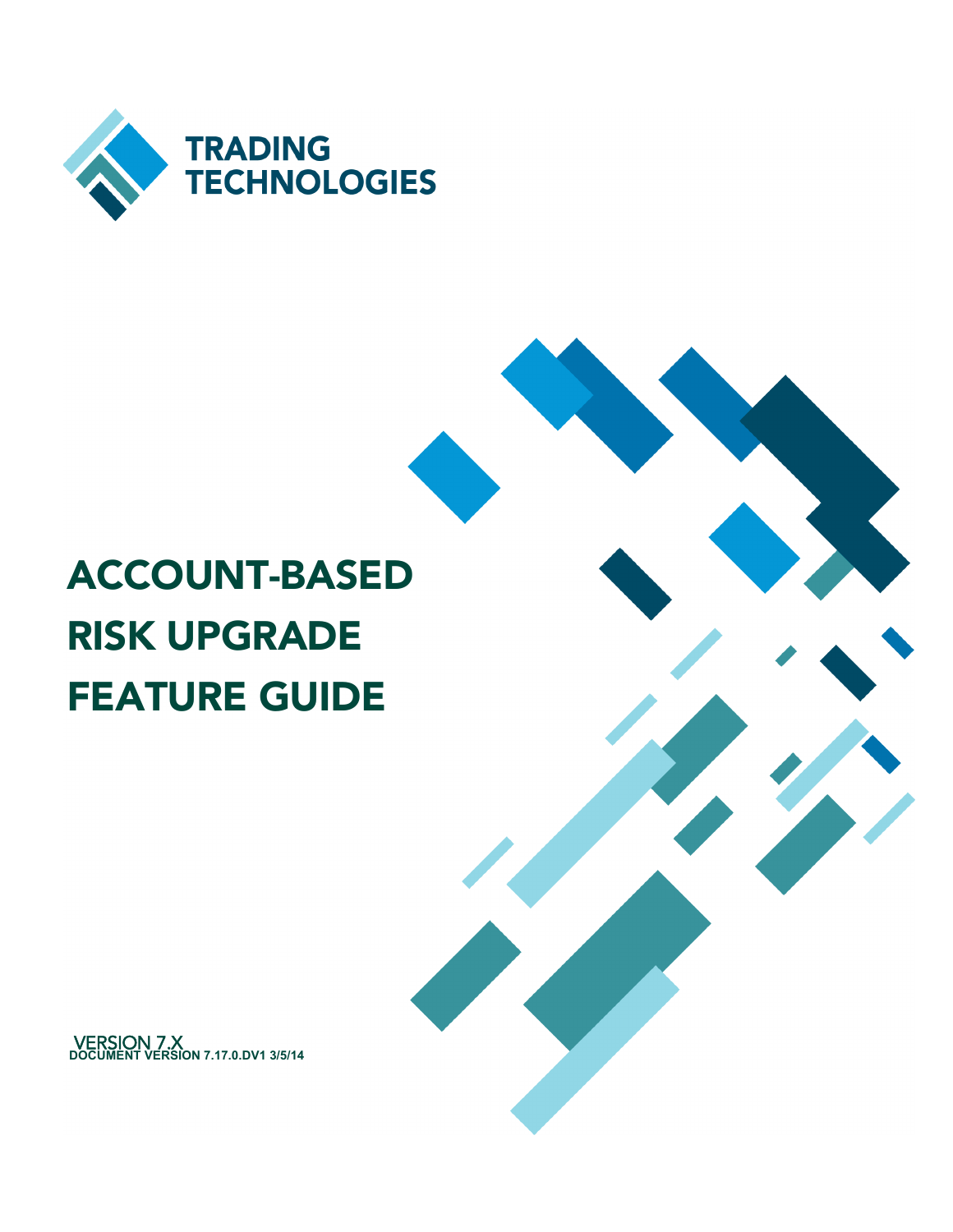TRADING
TECHNOLOGIES

# ACCOUNT-BASED RISK UPGRADE FEATURE GUIDE

VERSION 7.X

DOCUMENT VERSION 7.17.0.DV1 3/5/14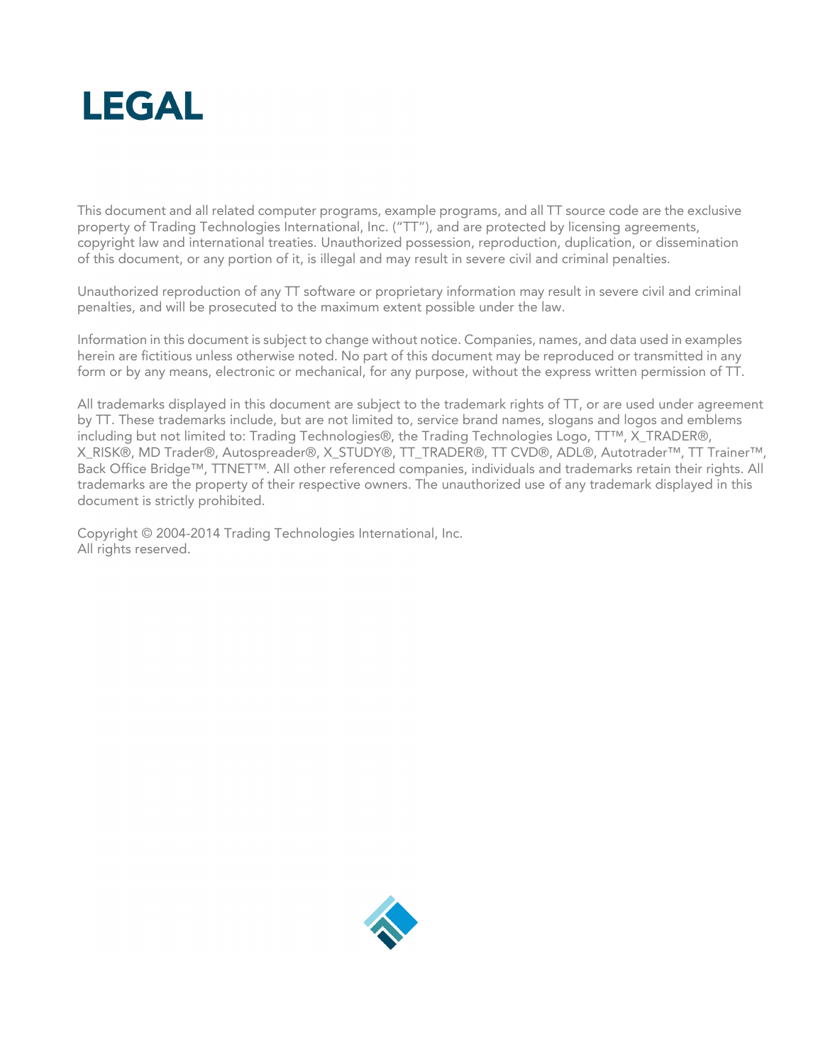# LEGAL

This document and all related computer programs, example programs, and all TT source code are the exclusive property of Trading Technologies International, Inc. ("TT"), and are protected by licensing agreements, copyright law and international treaties. Unauthorized possession, reproduction, duplication, or dissemination of this document, or any portion of it, is illegal and may result in severe civil and criminal penalties.

Unauthorized reproduction of any TT software or proprietary information may result in severe civil and criminal penalties, and will be prosecuted to the maximum extent possible under the law.

Information in this document is subject to change without notice. Companies, names, and data used in examples herein are fictitious unless otherwise noted. No part of this document may be reproduced or transmitted in any form or by any means, electronic or mechanical, for any purpose, without the express written permission of TT.

All trademarks displayed in this document are subject to the trademark rights of TT, or are used under agreement by TT. These trademarks include, but are not limited to, service brand names, slogans and logos and emblems including but not limited to: Trading Technologies®, the Trading Technologies Logo, TT™, X_TRADER®, X_RISK®, MD Trader®, Autospreader®, X_STUDY®, TT_TRADER®, TT CVD®, ADL®, Autotrader™, TT Trainer™, Back Office Bridge™, TTNET™. All other referenced companies, individuals and trademarks retain their rights. All trademarks are the property of their respective owners. The unauthorized use of any trademark displayed in this document is strictly prohibited.

Copyright © 2004-2014 Trading Technologies International, Inc.
All rights reserved.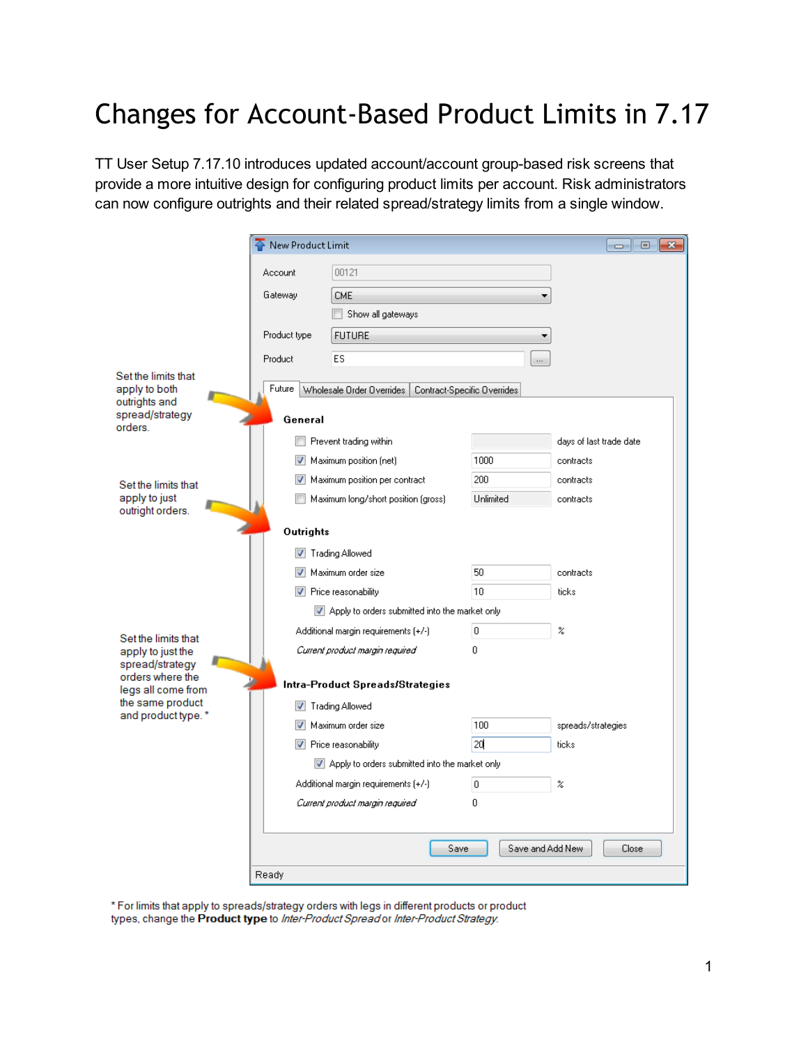# Changes for Account-Based Product Limits in 7.17

TT User Setup 7.17.10 introduces updated account/account group-based risk screens that provide a more intuitive design for configuring product limits per account. Risk administrators can now configure outrights and their related spread/strategy limits from a single window.

Set the limits that apply to both outrights and spread/strategy orders.

Set the limits that apply to just outright orders.

Set the limits that apply to just the spread/strategy orders where the legs all come from the same product and product type. *

New Product Limit

Account: 00121

Gateway: CME

Show all gateways

Product type: FUTURE

Product: ES

Future | Wholesale Order Overrides | Contract-Specific Overrides

**General**

- Prevent trading within ___ days of last trade date
- Maximum position (net) 1000 contracts
- Maximum position per contract 200 contracts
- Maximum long/short position (gross) Unlimited contracts

**Outrights**

- Trading Allowed
- Maximum order size 50 contracts
- Price reasonability 10 ticks
  - Apply to orders submitted into the market only

Additional margin requirements (+/-) 0 %

*Current product margin required* 0

**Intra-Product Spreads/Strategies**

- Trading Allowed
- Maximum order size 100 spreads/strategies
- Price reasonability 20 ticks
  - Apply to orders submitted into the market only

Additional margin requirements (+/-) 0 %

*Current product margin required* 0

Save | Save and Add New | Close

Ready

* For limits that apply to spreads/strategy orders with legs in different products or product types, change the **Product type** to *Inter-Product Spread* or *Inter-Product Strategy.*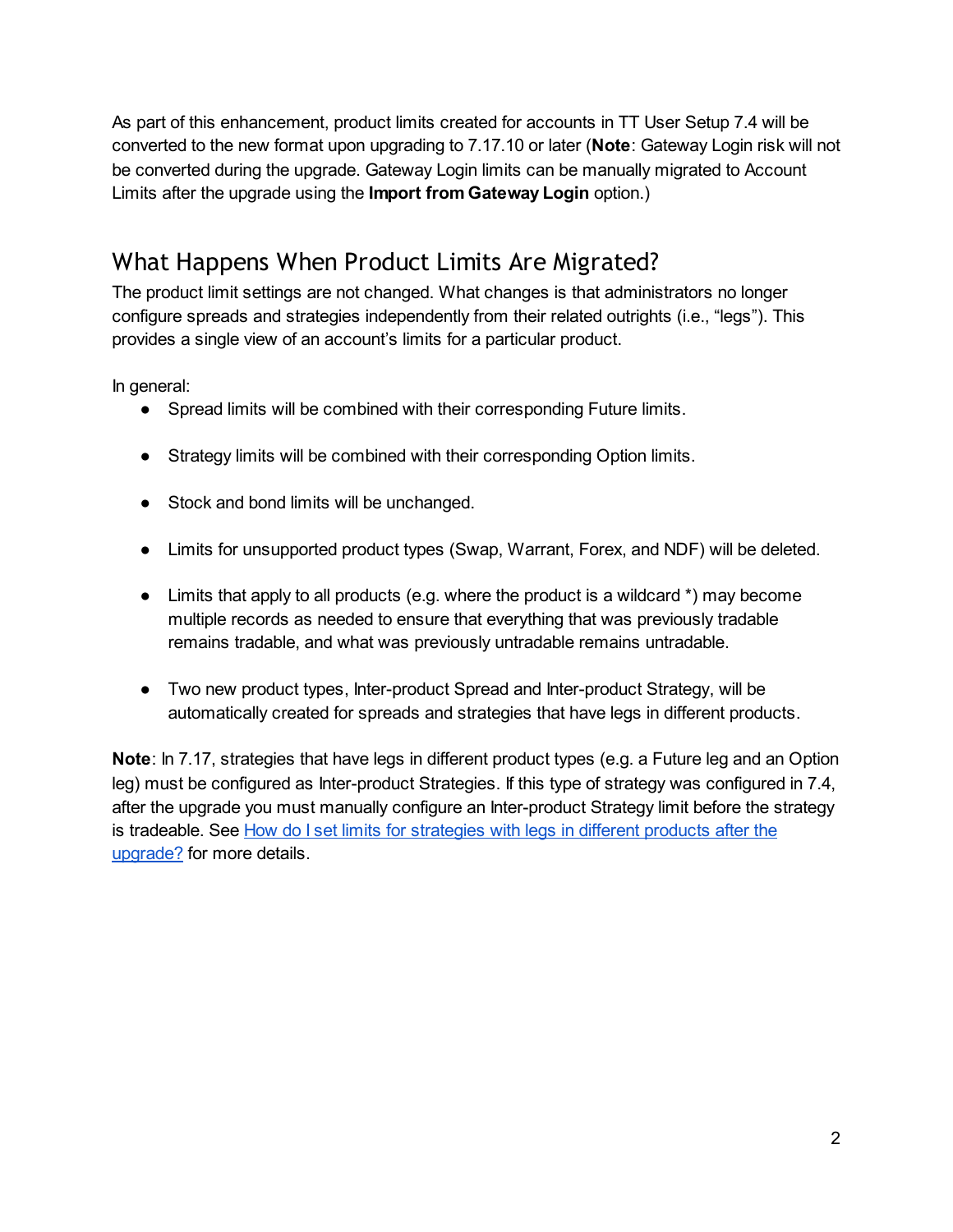As part of this enhancement, product limits created for accounts in TT User Setup 7.4 will be converted to the new format upon upgrading to 7.17.10 or later (**Note**: Gateway Login risk will not be converted during the upgrade. Gateway Login limits can be manually migrated to Account Limits after the upgrade using the **Import from Gateway Login** option.)

## What Happens When Product Limits Are Migrated?

The product limit settings are not changed. What changes is that administrators no longer configure spreads and strategies independently from their related outrights (i.e., "legs"). This provides a single view of an account's limits for a particular product.

In general:

- Spread limits will be combined with their corresponding Future limits.
- Strategy limits will be combined with their corresponding Option limits.
- Stock and bond limits will be unchanged.
- Limits for unsupported product types (Swap, Warrant, Forex, and NDF) will be deleted.
- Limits that apply to all products (e.g. where the product is a wildcard *) may become multiple records as needed to ensure that everything that was previously tradable remains tradable, and what was previously untradable remains untradable.
- Two new product types, Inter-product Spread and Inter-product Strategy, will be automatically created for spreads and strategies that have legs in different products.

**Note**: In 7.17, strategies that have legs in different product types (e.g. a Future leg and an Option leg) must be configured as Inter-product Strategies. If this type of strategy was configured in 7.4, after the upgrade you must manually configure an Inter-product Strategy limit before the strategy is tradeable. See [How do I set limits for strategies with legs in different products after the upgrade?]() for more details.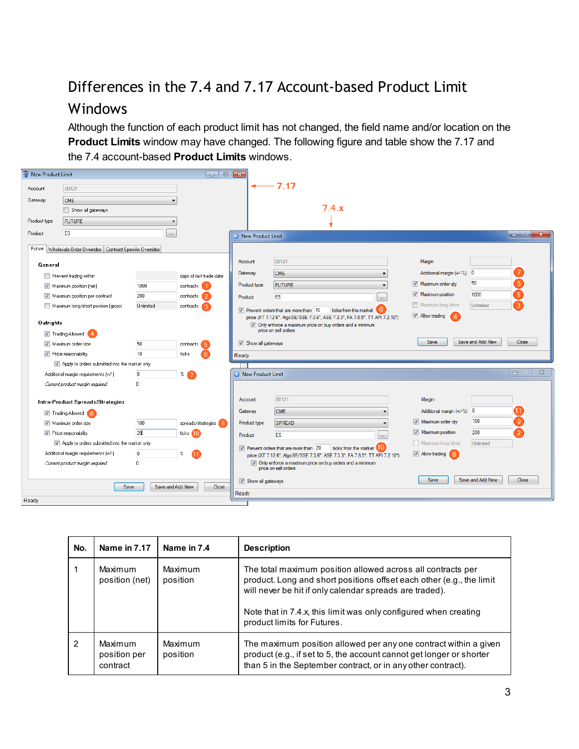## Differences in the 7.4 and 7.17 Account-based Product Limit Windows

Although the function of each product limit has not changed, the field name and/or location on the **Product Limits** window may have changed. The following figure and table show the 7.17 and the 7.4 account-based **Product Limits** windows.

| No. | Name in 7.17 | Name in 7.4 | Description |
|---|---|---|---|
| 1 | Maximum position (net) | Maximum position | The total maximum position allowed across all contracts per product. Long and short positions offset each other (e.g., the limit will never be hit if only calendar spreads are traded).<br><br>Note that in 7.4.x, this limit was only configured when creating product limits for Futures. |
| 2 | Maximum position per contract | Maximum position | The maximum position allowed per any one contract within a given product (e.g., if set to 5, the account cannot get longer or shorter than 5 in the September contract, or in any other contract). |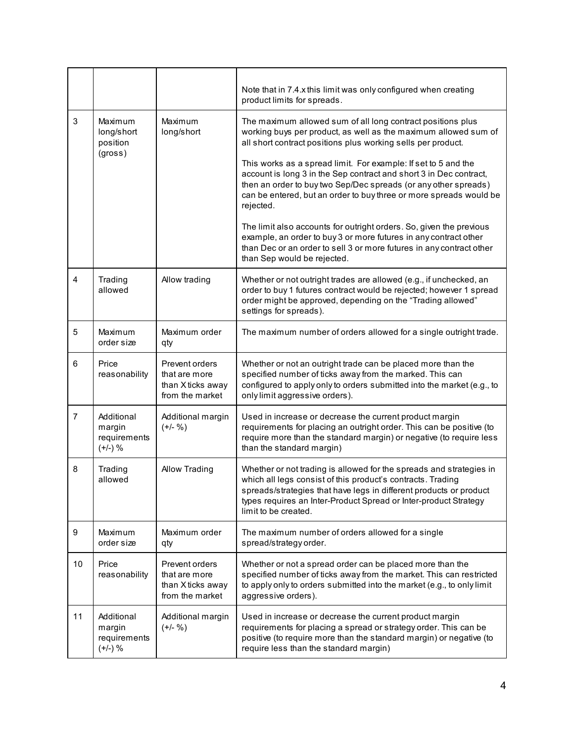| | | | |
|---|---|---|---|
| | | | Note that in 7.4.x this limit was only configured when creating product limits for spreads. |
| 3 | Maximum long/short position (gross) | Maximum long/short | The maximum allowed sum of all long contract positions plus working buys per product, as well as the maximum allowed sum of all short contract positions plus working sells per product.<br><br>This works as a spread limit. For example: If set to 5 and the account is long 3 in the Sep contract and short 3 in Dec contract, then an order to buy two Sep/Dec spreads (or any other spreads) can be entered, but an order to buy three or more spreads would be rejected.<br><br>The limit also accounts for outright orders. So, given the previous example, an order to buy 3 or more futures in any contract other than Dec or an order to sell 3 or more futures in any contract other than Sep would be rejected. |
| 4 | Trading allowed | Allow trading | Whether or not outright trades are allowed (e.g., if unchecked, an order to buy 1 futures contract would be rejected; however 1 spread order might be approved, depending on the "Trading allowed" settings for spreads). |
| 5 | Maximum order size | Maximum order qty | The maximum number of orders allowed for a single outright trade. |
| 6 | Price reasonability | Prevent orders that are more than X ticks away from the market | Whether or not an outright trade can be placed more than the specified number of ticks away from the marked. This can configured to apply only to orders submitted into the market (e.g., to only limit aggressive orders). |
| 7 | Additional margin requirements (+/-) % | Additional margin (+/- %) | Used in increase or decrease the current product margin requirements for placing an outright order. This can be positive (to require more than the standard margin) or negative (to require less than the standard margin) |
| 8 | Trading allowed | Allow Trading | Whether or not trading is allowed for the spreads and strategies in which all legs consist of this product's contracts. Trading spreads/strategies that have legs in different products or product types requires an Inter-Product Spread or Inter-product Strategy limit to be created. |
| 9 | Maximum order size | Maximum order qty | The maximum number of orders allowed for a single spread/strategy order. |
| 10 | Price reasonability | Prevent orders that are more than X ticks away from the market | Whether or not a spread order can be placed more than the specified number of ticks away from the market. This can restricted to apply only to orders submitted into the market (e.g., to only limit aggressive orders). |
| 11 | Additional margin requirements (+/-) % | Additional margin (+/- %) | Used in increase or decrease the current product margin requirements for placing a spread or strategy order. This can be positive (to require more than the standard margin) or negative (to require less than the standard margin) |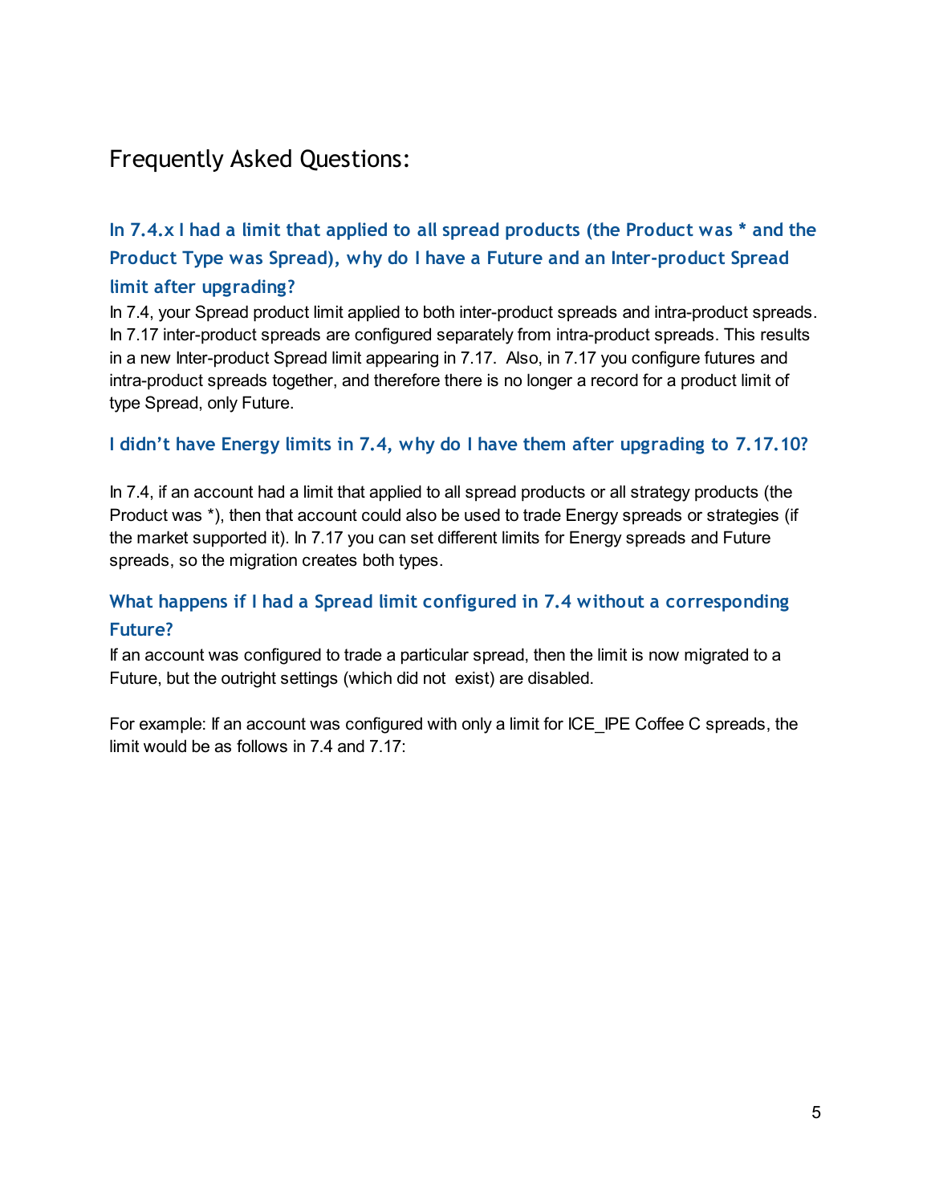# Frequently Asked Questions:

### In 7.4.x I had a limit that applied to all spread products (the Product was * and the Product Type was Spread), why do I have a Future and an Inter-product Spread limit after upgrading?

In 7.4, your Spread product limit applied to both inter-product spreads and intra-product spreads. In 7.17 inter-product spreads are configured separately from intra-product spreads. This results in a new Inter-product Spread limit appearing in 7.17. Also, in 7.17 you configure futures and intra-product spreads together, and therefore there is no longer a record for a product limit of type Spread, only Future.

### I didn't have Energy limits in 7.4, why do I have them after upgrading to 7.17.10?

In 7.4, if an account had a limit that applied to all spread products or all strategy products (the Product was *), then that account could also be used to trade Energy spreads or strategies (if the market supported it). In 7.17 you can set different limits for Energy spreads and Future spreads, so the migration creates both types.

### What happens if I had a Spread limit configured in 7.4 without a corresponding Future?

If an account was configured to trade a particular spread, then the limit is now migrated to a Future, but the outright settings (which did not exist) are disabled.

For example: If an account was configured with only a limit for ICE_IPE Coffee C spreads, the limit would be as follows in 7.4 and 7.17: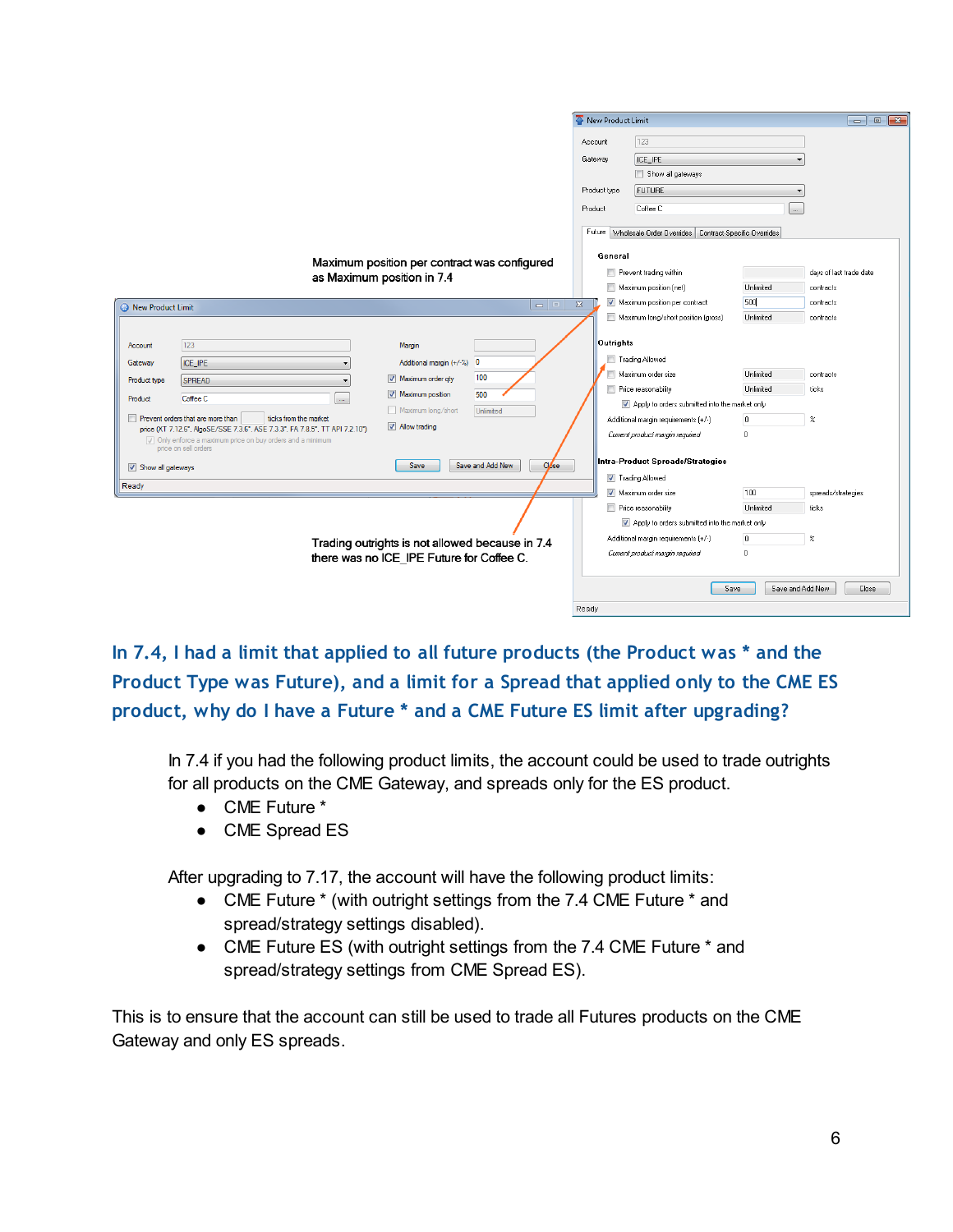Maximum position per contract was configured as Maximum position in 7.4

Trading outrights is not allowed because in 7.4 there was no ICE_IPE Future for Coffee C.

### In 7.4, I had a limit that applied to all future products (the Product was * and the Product Type was Future), and a limit for a Spread that applied only to the CME ES product, why do I have a Future * and a CME Future ES limit after upgrading?

In 7.4 if you had the following product limits, the account could be used to trade outrights for all products on the CME Gateway, and spreads only for the ES product.

- CME Future *
- CME Spread ES

After upgrading to 7.17, the account will have the following product limits:

- CME Future * (with outright settings from the 7.4 CME Future * and spread/strategy settings disabled).
- CME Future ES (with outright settings from the 7.4 CME Future * and spread/strategy settings from CME Spread ES).

This is to ensure that the account can still be used to trade all Futures products on the CME Gateway and only ES spreads.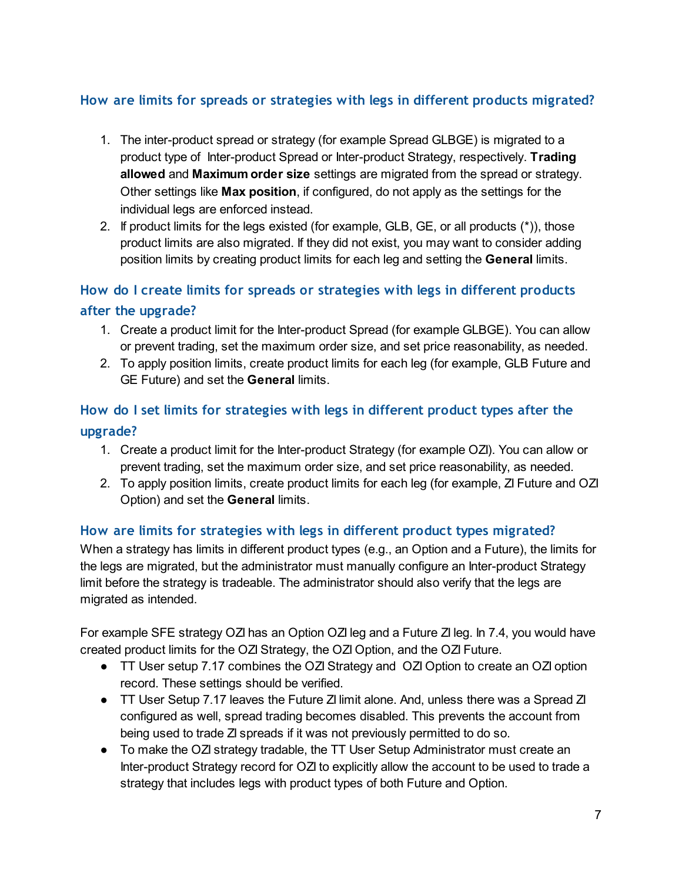### How are limits for spreads or strategies with legs in different products migrated?

1. The inter-product spread or strategy (for example Spread GLBGE) is migrated to a product type of Inter-product Spread or Inter-product Strategy, respectively. **Trading allowed** and **Maximum order size** settings are migrated from the spread or strategy. Other settings like **Max position**, if configured, do not apply as the settings for the individual legs are enforced instead.
2. If product limits for the legs existed (for example, GLB, GE, or all products (*)), those product limits are also migrated. If they did not exist, you may want to consider adding position limits by creating product limits for each leg and setting the **General** limits.

### How do I create limits for spreads or strategies with legs in different products after the upgrade?

1. Create a product limit for the Inter-product Spread (for example GLBGE). You can allow or prevent trading, set the maximum order size, and set price reasonability, as needed.
2. To apply position limits, create product limits for each leg (for example, GLB Future and GE Future) and set the **General** limits.

### How do I set limits for strategies with legs in different product types after the upgrade?

1. Create a product limit for the Inter-product Strategy (for example OZI). You can allow or prevent trading, set the maximum order size, and set price reasonability, as needed.
2. To apply position limits, create product limits for each leg (for example, ZI Future and OZI Option) and set the **General** limits.

### How are limits for strategies with legs in different product types migrated?

When a strategy has limits in different product types (e.g., an Option and a Future), the limits for the legs are migrated, but the administrator must manually configure an Inter-product Strategy limit before the strategy is tradeable. The administrator should also verify that the legs are migrated as intended.

For example SFE strategy OZI has an Option OZI leg and a Future ZI leg. In 7.4, you would have created product limits for the OZI Strategy, the OZI Option, and the OZI Future.

- TT User setup 7.17 combines the OZI Strategy and OZI Option to create an OZI option record. These settings should be verified.
- TT User Setup 7.17 leaves the Future ZI limit alone. And, unless there was a Spread ZI configured as well, spread trading becomes disabled. This prevents the account from being used to trade ZI spreads if it was not previously permitted to do so.
- To make the OZI strategy tradable, the TT User Setup Administrator must create an Inter-product Strategy record for OZI to explicitly allow the account to be used to trade a strategy that includes legs with product types of both Future and Option.